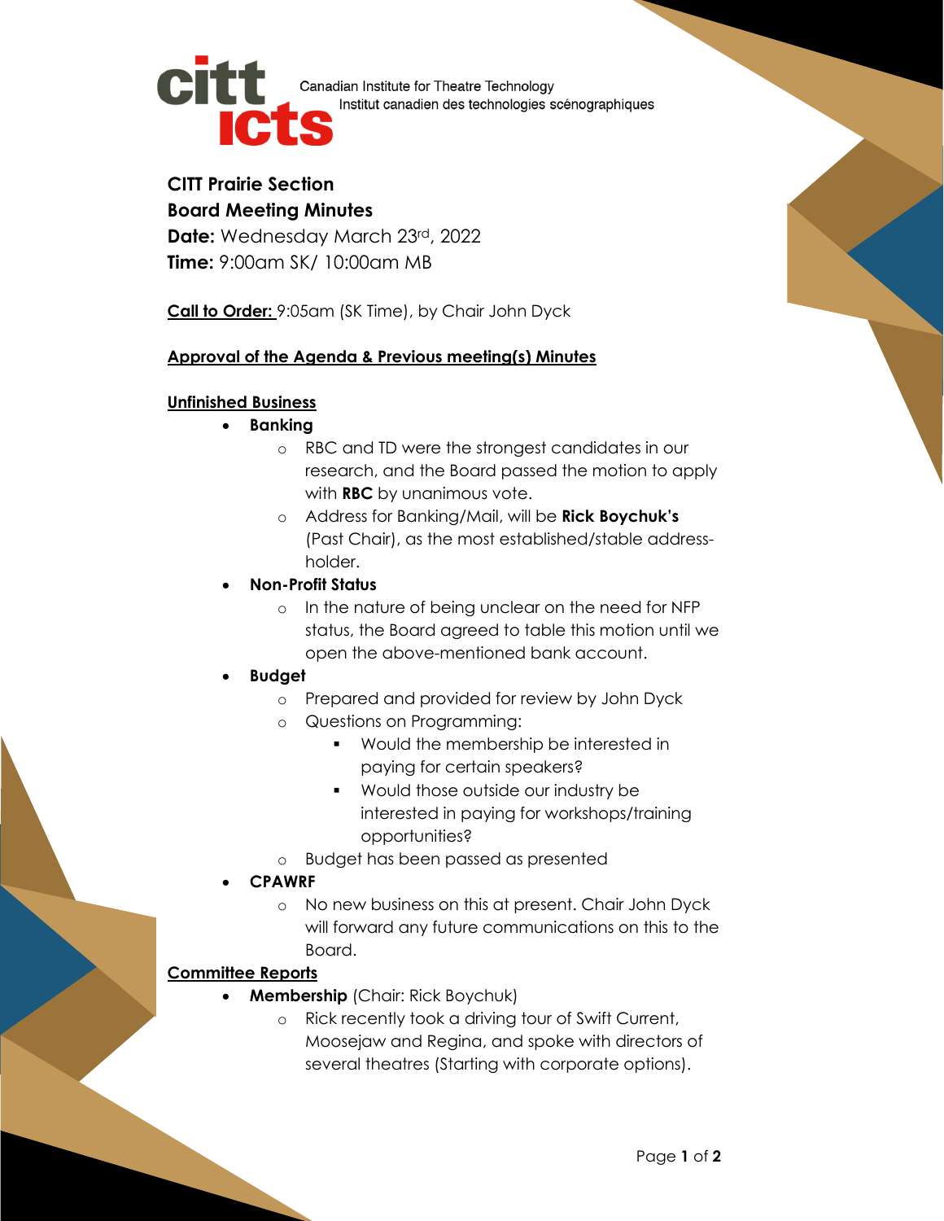Canadian Institute for Theatre Technology
Institut canadien des technologies scénographiques

**CITT Prairie Section**
**Board Meeting Minutes**
**Date:** Wednesday March 23rd, 2022
**Time:** 9:00am SK/ 10:00am MB

**Call to Order:** 9:05am (SK Time), by Chair John Dyck

**Approval of the Agenda & Previous meeting(s) Minutes**

**Unfinished Business**

- **Banking**
  - RBC and TD were the strongest candidates in our research, and the Board passed the motion to apply with **RBC** by unanimous vote.
  - Address for Banking/Mail, will be **Rick Boychuk's** (Past Chair), as the most established/stable address-holder.
- **Non-Profit Status**
  - In the nature of being unclear on the need for NFP status, the Board agreed to table this motion until we open the above-mentioned bank account.
- **Budget**
  - Prepared and provided for review by John Dyck
  - Questions on Programming:
    - Would the membership be interested in paying for certain speakers?
    - Would those outside our industry be interested in paying for workshops/training opportunities?
  - Budget has been passed as presented
- **CPAWRF**
  - No new business on this at present. Chair John Dyck will forward any future communications on this to the Board.

**Committee Reports**

- **Membership** (Chair: Rick Boychuk)
  - Rick recently took a driving tour of Swift Current, Moosejaw and Regina, and spoke with directors of several theatres (Starting with corporate options).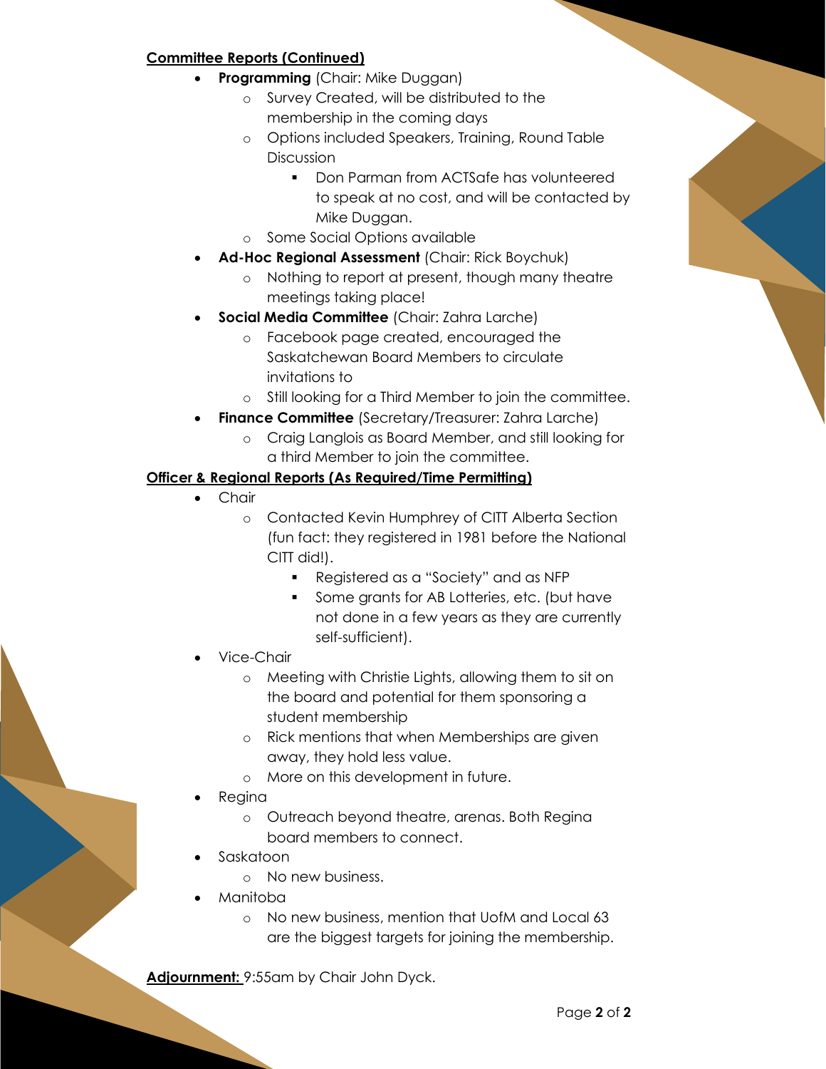**Committee Reports (Continued)**

- **Programming** (Chair: Mike Duggan)
  - Survey Created, will be distributed to the membership in the coming days
  - Options included Speakers, Training, Round Table Discussion
    - Don Parman from ACTSafe has volunteered to speak at no cost, and will be contacted by Mike Duggan.
  - Some Social Options available
- **Ad-Hoc Regional Assessment** (Chair: Rick Boychuk)
  - Nothing to report at present, though many theatre meetings taking place!
- **Social Media Committee** (Chair: Zahra Larche)
  - Facebook page created, encouraged the Saskatchewan Board Members to circulate invitations to
  - Still looking for a Third Member to join the committee.
- **Finance Committee** (Secretary/Treasurer: Zahra Larche)
  - Craig Langlois as Board Member, and still looking for a third Member to join the committee.

**Officer & Regional Reports (As Required/Time Permitting)**

- Chair
  - Contacted Kevin Humphrey of CITT Alberta Section (fun fact: they registered in 1981 before the National CITT did!).
    - Registered as a "Society" and as NFP
    - Some grants for AB Lotteries, etc. (but have not done in a few years as they are currently self-sufficient).
- Vice-Chair
  - Meeting with Christie Lights, allowing them to sit on the board and potential for them sponsoring a student membership
  - Rick mentions that when Memberships are given away, they hold less value.
  - More on this development in future.
- Regina
  - Outreach beyond theatre, arenas. Both Regina board members to connect.
- Saskatoon
  - No new business.
- Manitoba
  - No new business, mention that UofM and Local 63 are the biggest targets for joining the membership.

**Adjournment:** 9:55am by Chair John Dyck.